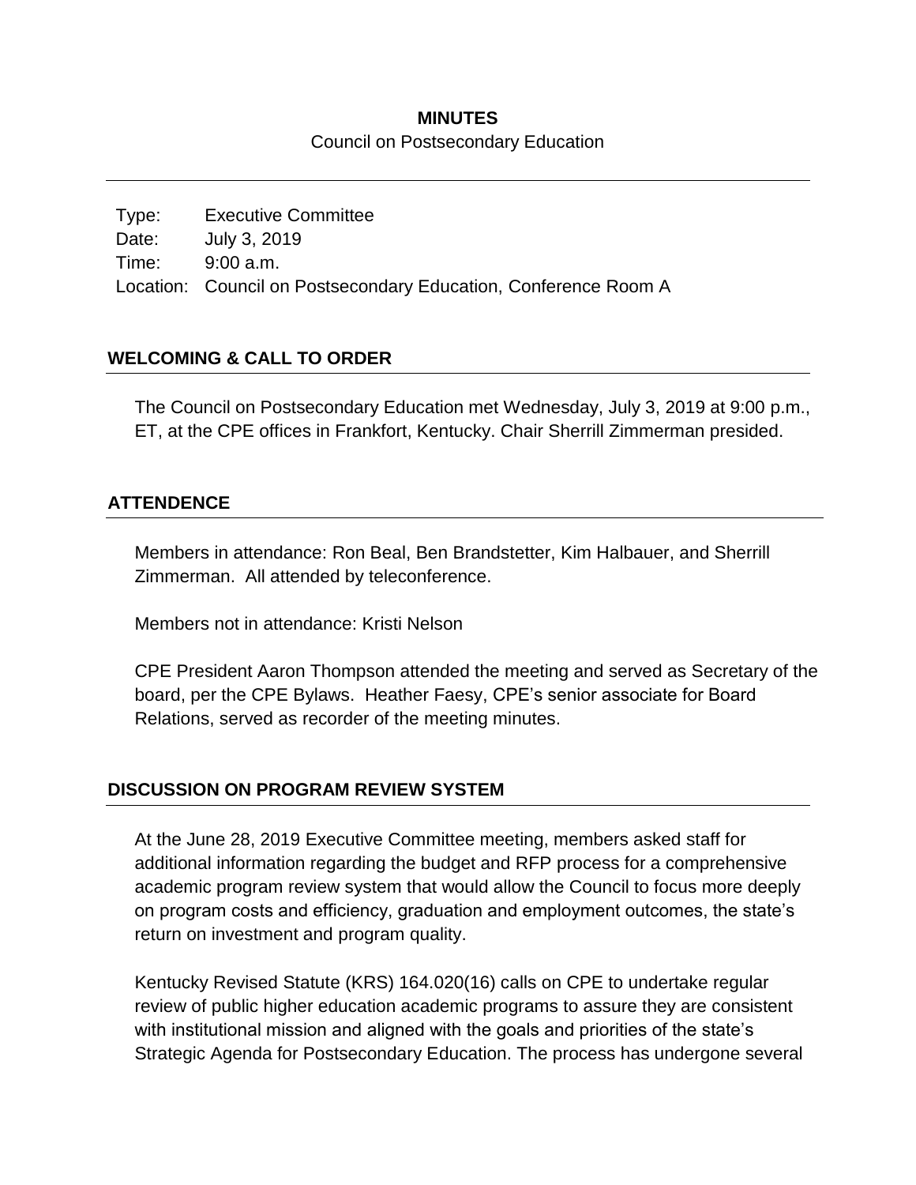**MINUTES**

Council on Postsecondary Education

---

Type: Executive Committee
Date: July 3, 2019
Time: 9:00 a.m.
Location: Council on Postsecondary Education, Conference Room A

## WELCOMING & CALL TO ORDER

The Council on Postsecondary Education met Wednesday, July 3, 2019 at 9:00 p.m., ET, at the CPE offices in Frankfort, Kentucky. Chair Sherrill Zimmerman presided.

## ATTENDENCE

Members in attendance: Ron Beal, Ben Brandstetter, Kim Halbauer, and Sherrill Zimmerman. All attended by teleconference.

Members not in attendance: Kristi Nelson

CPE President Aaron Thompson attended the meeting and served as Secretary of the board, per the CPE Bylaws. Heather Faesy, CPE's senior associate for Board Relations, served as recorder of the meeting minutes.

## DISCUSSION ON PROGRAM REVIEW SYSTEM

At the June 28, 2019 Executive Committee meeting, members asked staff for additional information regarding the budget and RFP process for a comprehensive academic program review system that would allow the Council to focus more deeply on program costs and efficiency, graduation and employment outcomes, the state's return on investment and program quality.

Kentucky Revised Statute (KRS) 164.020(16) calls on CPE to undertake regular review of public higher education academic programs to assure they are consistent with institutional mission and aligned with the goals and priorities of the state's Strategic Agenda for Postsecondary Education. The process has undergone several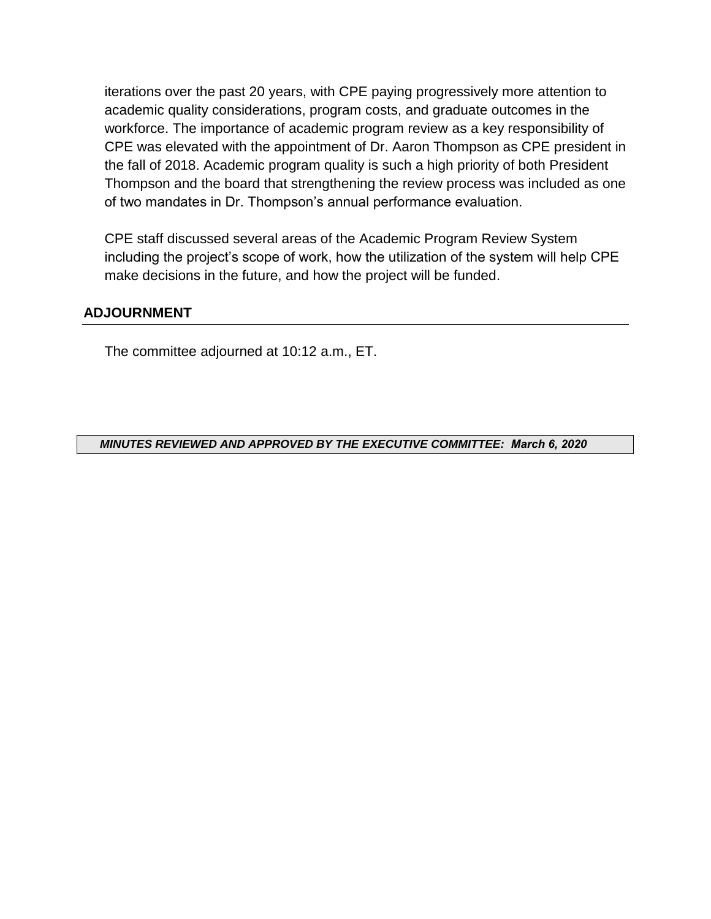iterations over the past 20 years, with CPE paying progressively more attention to academic quality considerations, program costs, and graduate outcomes in the workforce. The importance of academic program review as a key responsibility of CPE was elevated with the appointment of Dr. Aaron Thompson as CPE president in the fall of 2018. Academic program quality is such a high priority of both President Thompson and the board that strengthening the review process was included as one of two mandates in Dr. Thompson's annual performance evaluation.

CPE staff discussed several areas of the Academic Program Review System including the project's scope of work, how the utilization of the system will help CPE make decisions in the future, and how the project will be funded.

## ADJOURNMENT

The committee adjourned at 10:12 a.m., ET.

***MINUTES REVIEWED AND APPROVED BY THE EXECUTIVE COMMITTEE: March 6, 2020***